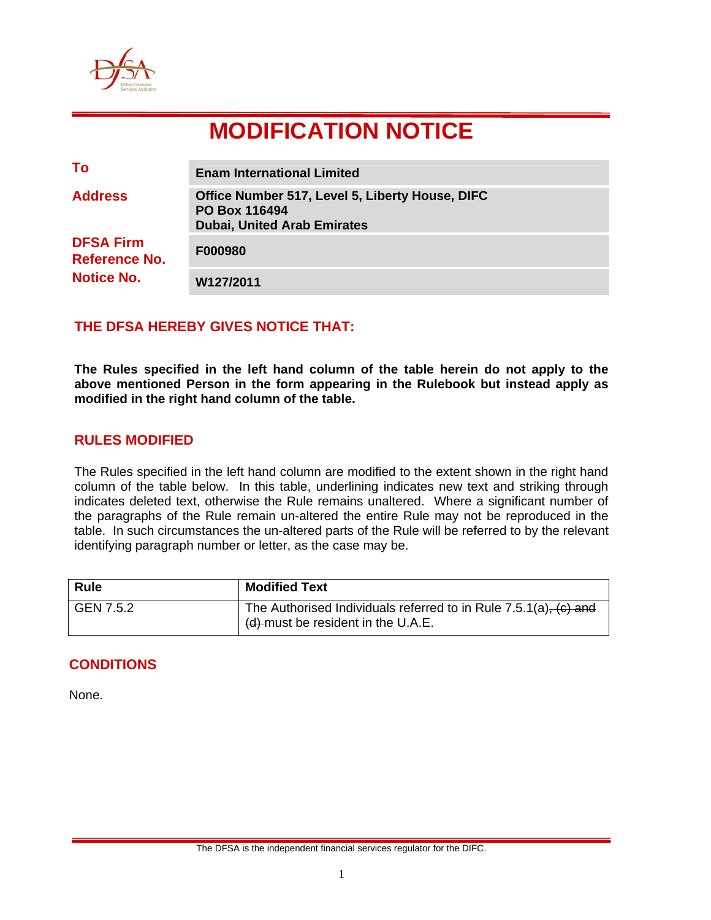# MODIFICATION NOTICE

| | |
|---|---|
| **To** | **Enam International Limited** |
| **Address** | **Office Number 517, Level 5, Liberty House, DIFC**<br>**PO Box 116494**<br>**Dubai, United Arab Emirates** |
| **DFSA Firm Reference No.** | **F000980** |
| **Notice No.** | **W127/2011** |

## THE DFSA HEREBY GIVES NOTICE THAT:

**The Rules specified in the left hand column of the table herein do not apply to the above mentioned Person in the form appearing in the Rulebook but instead apply as modified in the right hand column of the table.**

## RULES MODIFIED

The Rules specified in the left hand column are modified to the extent shown in the right hand column of the table below. In this table, underlining indicates new text and striking through indicates deleted text, otherwise the Rule remains unaltered. Where a significant number of the paragraphs of the Rule remain un-altered the entire Rule may not be reproduced in the table. In such circumstances the un-altered parts of the Rule will be referred to by the relevant identifying paragraph number or letter, as the case may be.

| Rule | Modified Text |
|---|---|
| GEN 7.5.2 | The Authorised Individuals referred to in Rule 7.5.1(a)~~, (c) and (d)~~ must be resident in the U.A.E. |

## CONDITIONS

None.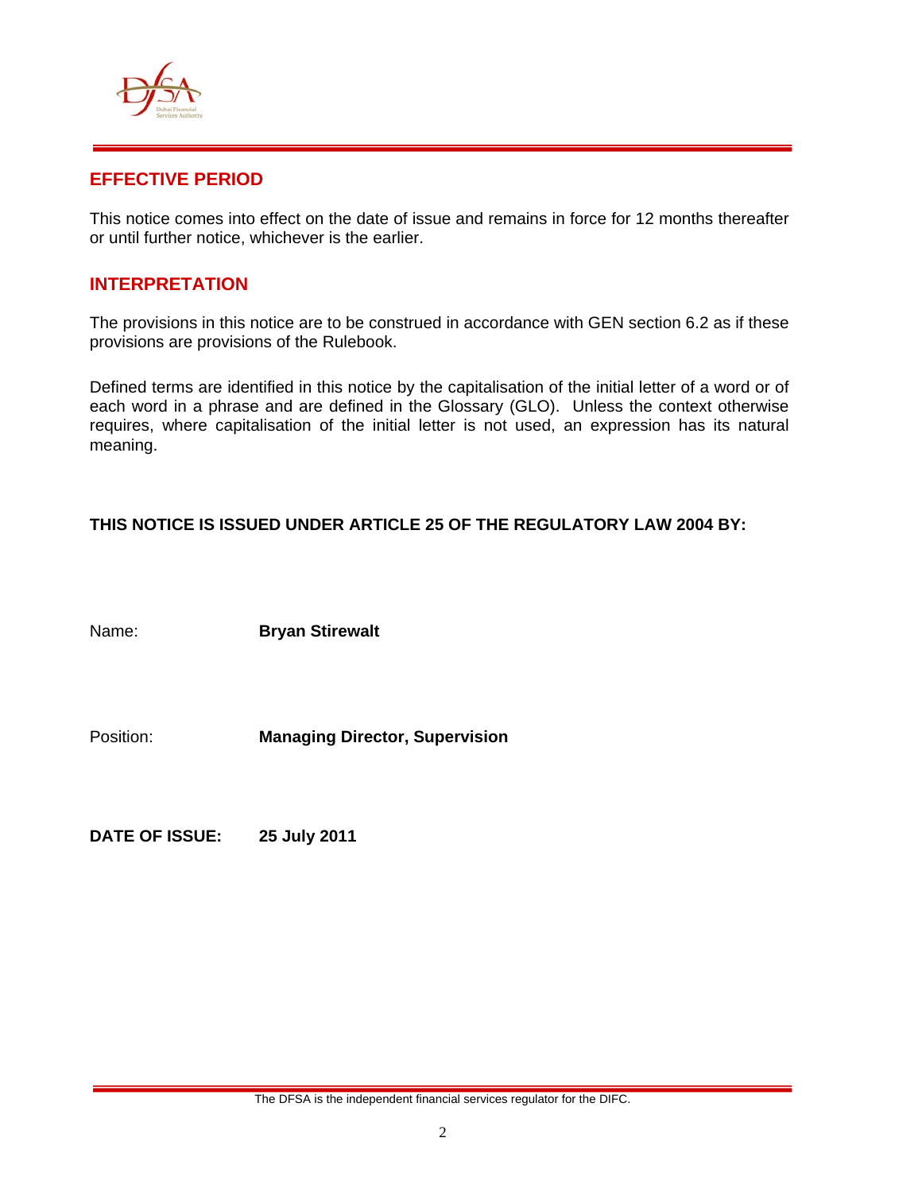## EFFECTIVE PERIOD

This notice comes into effect on the date of issue and remains in force for 12 months thereafter or until further notice, whichever is the earlier.

## INTERPRETATION

The provisions in this notice are to be construed in accordance with GEN section 6.2 as if these provisions are provisions of the Rulebook.

Defined terms are identified in this notice by the capitalisation of the initial letter of a word or of each word in a phrase and are defined in the Glossary (GLO). Unless the context otherwise requires, where capitalisation of the initial letter is not used, an expression has its natural meaning.

**THIS NOTICE IS ISSUED UNDER ARTICLE 25 OF THE REGULATORY LAW 2004 BY:**

Name: **Bryan Stirewalt**

Position: **Managing Director, Supervision**

**DATE OF ISSUE: 25 July 2011**

The DFSA is the independent financial services regulator for the DIFC.